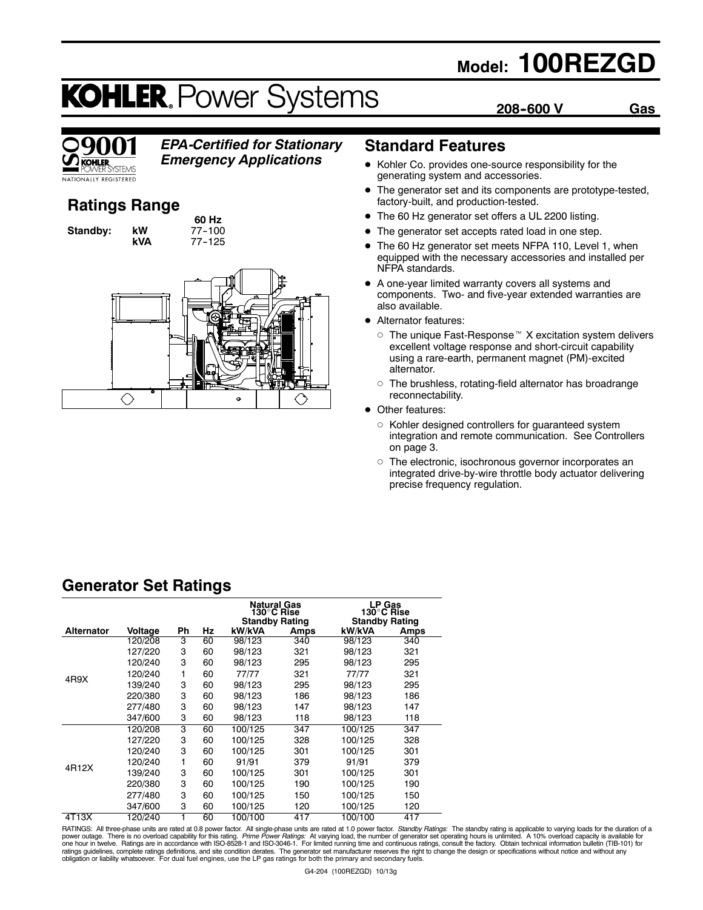# Model: 100REZGD

**KOHLER. Power Systems**

**208-600 V** **Gas**

ISO 9001 KOHLER POWER SYSTEMS NATIONALLY REGISTERED

***EPA-Certified for Stationary Emergency Applications***

## Ratings Range

| | | 60 Hz |
|---|---|---|
| **Standby:** | **kW** | 77-100 |
| | **kVA** | 77-125 |

## Standard Features

- Kohler Co. provides one-source responsibility for the generating system and accessories.
- The generator set and its components are prototype-tested, factory-built, and production-tested.
- The 60 Hz generator set offers a UL 2200 listing.
- The generator set accepts rated load in one step.
- The 60 Hz generator set meets NFPA 110, Level 1, when equipped with the necessary accessories and installed per NFPA standards.
- A one-year limited warranty covers all systems and components. Two- and five-year extended warranties are also available.
- Alternator features:
  - The unique Fast-Response™ X excitation system delivers excellent voltage response and short-circuit capability using a rare-earth, permanent magnet (PM)-excited alternator.
  - The brushless, rotating-field alternator has broadrange reconnectability.
- Other features:
  - Kohler designed controllers for guaranteed system integration and remote communication. See Controllers on page 3.
  - The electronic, isochronous governor incorporates an integrated drive-by-wire throttle body actuator delivering precise frequency regulation.

## Generator Set Ratings

| | | | | Natural Gas 130°C Rise Standby Rating | | LP Gas 130°C Rise Standby Rating | |
|---|---|---|---|---|---|---|---|
| **Alternator** | **Voltage** | **Ph** | **Hz** | **kW/kVA** | **Amps** | **kW/kVA** | **Amps** |
| 4R9X | 120/208 | 3 | 60 | 98/123 | 340 | 98/123 | 340 |
| | 127/220 | 3 | 60 | 98/123 | 321 | 98/123 | 321 |
| | 120/240 | 3 | 60 | 98/123 | 295 | 98/123 | 295 |
| | 120/240 | 1 | 60 | 77/77 | 321 | 77/77 | 321 |
| | 139/240 | 3 | 60 | 98/123 | 295 | 98/123 | 295 |
| | 220/380 | 3 | 60 | 98/123 | 186 | 98/123 | 186 |
| | 277/480 | 3 | 60 | 98/123 | 147 | 98/123 | 147 |
| | 347/600 | 3 | 60 | 98/123 | 118 | 98/123 | 118 |
| 4R12X | 120/208 | 3 | 60 | 100/125 | 347 | 100/125 | 347 |
| | 127/220 | 3 | 60 | 100/125 | 328 | 100/125 | 328 |
| | 120/240 | 3 | 60 | 100/125 | 301 | 100/125 | 301 |
| | 120/240 | 1 | 60 | 91/91 | 379 | 91/91 | 379 |
| | 139/240 | 3 | 60 | 100/125 | 301 | 100/125 | 301 |
| | 220/380 | 3 | 60 | 100/125 | 190 | 100/125 | 190 |
| | 277/480 | 3 | 60 | 100/125 | 150 | 100/125 | 150 |
| | 347/600 | 3 | 60 | 100/125 | 120 | 100/125 | 120 |
| 4T13X | 120/240 | 1 | 60 | 100/100 | 417 | 100/100 | 417 |

RATINGS: All three-phase units are rated at 0.8 power factor. All single-phase units are rated at 1.0 power factor. *Standby Ratings:* The standby rating is applicable to varying loads for the duration of a power outage. There is no overload capability for this rating. *Prime Power Ratings:* At varying load, the number of generator set operating hours is unlimited. A 10% overload capacity is available for one hour in twelve. Ratings are in accordance with ISO-8528-1 and ISO-3046-1. For limited running time and continuous ratings, consult the factory. Obtain technical information bulletin (TIB-101) for ratings guidelines, complete ratings definitions, and site condition derates. The generator set manufacturer reserves the right to change the design or specifications without notice and without any obligation or liability whatsoever. For dual fuel engines, use the LP gas ratings for both the primary and secondary fuels.

G4-204 (100REZGD) 10/13g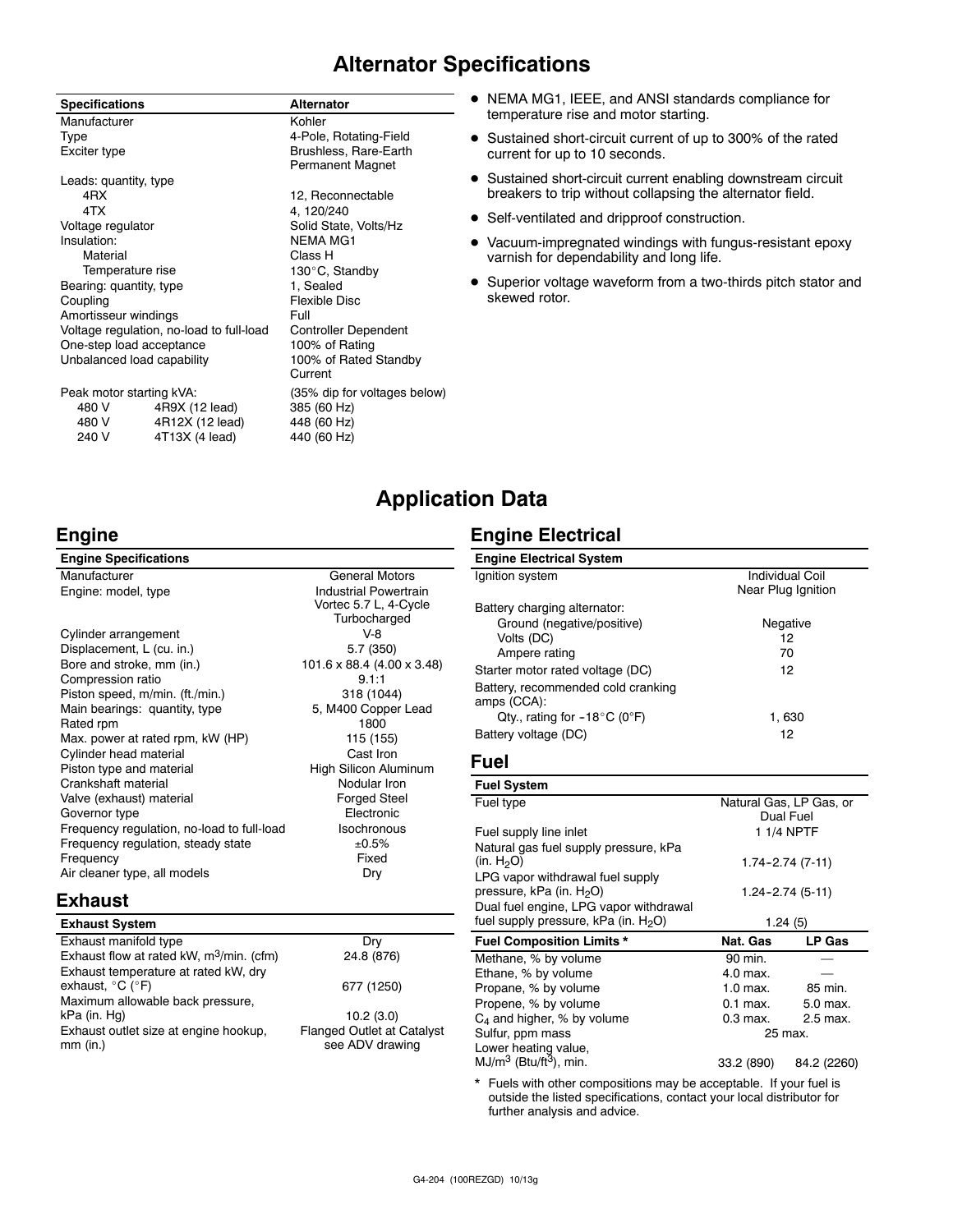# Alternator Specifications

| Specifications | | Alternator |
|---|---|---|
| Manufacturer | | Kohler |
| Type | | 4-Pole, Rotating-Field |
| Exciter type | | Brushless, Rare-Earth Permanent Magnet |
| Leads: quantity, type | | |
| 4RX | | 12, Reconnectable |
| 4TX | | 4, 120/240 |
| Voltage regulator | | Solid State, Volts/Hz |
| Insulation: | | NEMA MG1 |
| Material | | Class H |
| Temperature rise | | 130°C, Standby |
| Bearing: quantity, type | | 1, Sealed |
| Coupling | | Flexible Disc |
| Amortisseur windings | | Full |
| Voltage regulation, no-load to full-load | | Controller Dependent |
| One-step load acceptance | | 100% of Rating |
| Unbalanced load capability | | 100% of Rated Standby Current |
| Peak motor starting kVA: | | (35% dip for voltages below) |
| 480 V | 4R9X (12 lead) | 385 (60 Hz) |
| 480 V | 4R12X (12 lead) | 448 (60 Hz) |
| 240 V | 4T13X (4 lead) | 440 (60 Hz) |

- NEMA MG1, IEEE, and ANSI standards compliance for temperature rise and motor starting.
- Sustained short-circuit current of up to 300% of the rated current for up to 10 seconds.
- Sustained short-circuit current enabling downstream circuit breakers to trip without collapsing the alternator field.
- Self-ventilated and dripproof construction.
- Vacuum-impregnated windings with fungus-resistant epoxy varnish for dependability and long life.
- Superior voltage waveform from a two-thirds pitch stator and skewed rotor.

# Application Data

## Engine

| Engine Specifications | |
|---|---|
| Manufacturer | General Motors |
| Engine: model, type | Industrial Powertrain Vortec 5.7 L, 4-Cycle Turbocharged |
| Cylinder arrangement | V-8 |
| Displacement, L (cu. in.) | 5.7 (350) |
| Bore and stroke, mm (in.) | 101.6 x 88.4 (4.00 x 3.48) |
| Compression ratio | 9.1:1 |
| Piston speed, m/min. (ft./min.) | 318 (1044) |
| Main bearings: quantity, type | 5, M400 Copper Lead |
| Rated rpm | 1800 |
| Max. power at rated rpm, kW (HP) | 115 (155) |
| Cylinder head material | Cast Iron |
| Piston type and material | High Silicon Aluminum |
| Crankshaft material | Nodular Iron |
| Valve (exhaust) material | Forged Steel |
| Governor type | Electronic |
| Frequency regulation, no-load to full-load | Isochronous |
| Frequency regulation, steady state | ±0.5% |
| Frequency | Fixed |
| Air cleaner type, all models | Dry |

## Exhaust

| Exhaust System | |
|---|---|
| Exhaust manifold type | Dry |
| Exhaust flow at rated kW, $m^3$/min. (cfm) | 24.8 (876) |
| Exhaust temperature at rated kW, dry exhaust, °C (°F) | 677 (1250) |
| Maximum allowable back pressure, kPa (in. Hg) | 10.2 (3.0) |
| Exhaust outlet size at engine hookup, mm (in.) | Flanged Outlet at Catalyst see ADV drawing |

## Engine Electrical

| Engine Electrical System | |
|---|---|
| Ignition system | Individual Coil Near Plug Ignition |
| Battery charging alternator: | |
| Ground (negative/positive) | Negative |
| Volts (DC) | 12 |
| Ampere rating | 70 |
| Starter motor rated voltage (DC) | 12 |
| Battery, recommended cold cranking amps (CCA): | |
| Qty., rating for -18°C (0°F) | 1, 630 |
| Battery voltage (DC) | 12 |

## Fuel

| Fuel System | | |
|---|---|---|
| Fuel type | Natural Gas, LP Gas, or Dual Fuel | |
| Fuel supply line inlet | 1 1/4 NPTF | |
| Natural gas fuel supply pressure, kPa (in. $H_2O$) | 1.74-2.74 (7-11) | |
| LPG vapor withdrawal fuel supply pressure, kPa (in. $H_2O$) | 1.24-2.74 (5-11) | |
| Dual fuel engine, LPG vapor withdrawal fuel supply pressure, kPa (in. $H_2O$) | 1.24 (5) | |
| **Fuel Composition Limits *** | **Nat. Gas** | **LP Gas** |
| Methane, % by volume | 90 min. | — |
| Ethane, % by volume | 4.0 max. | — |
| Propane, % by volume | 1.0 max. | 85 min. |
| Propene, % by volume | 0.1 max. | 5.0 max. |
| $C_4$ and higher, % by volume | 0.3 max. | 2.5 max. |
| Sulfur, ppm mass | 25 max. | |
| Lower heating value, $MJ/m^3$ ($Btu/ft^3$), min. | 33.2 (890) | 84.2 (2260) |

\* Fuels with other compositions may be acceptable. If your fuel is outside the listed specifications, contact your local distributor for further analysis and advice.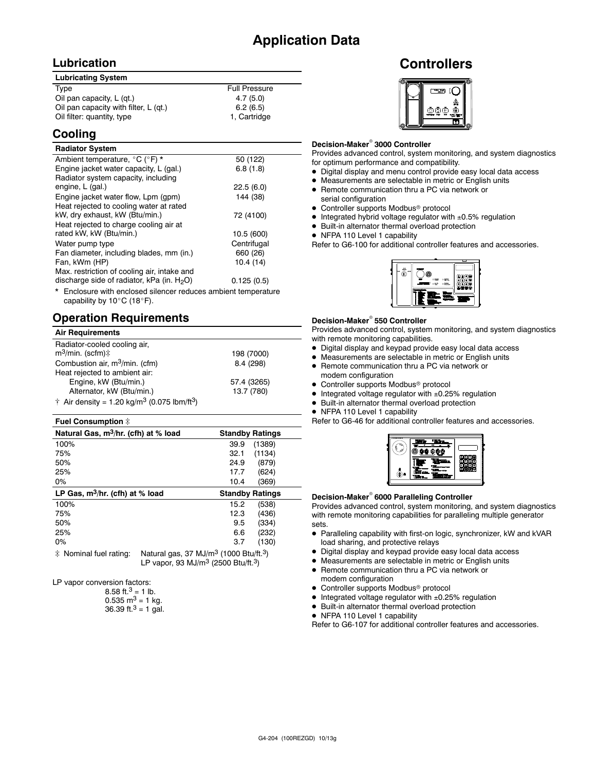# Application Data

## Lubrication

| Lubricating System | |
|---|---|
| Type | Full Pressure |
| Oil pan capacity, L (qt.) | 4.7 (5.0) |
| Oil pan capacity with filter, L (qt.) | 6.2 (6.5) |
| Oil filter: quantity, type | 1, Cartridge |

## Cooling

| Radiator System | |
|---|---|
| Ambient temperature, °C (°F) * | 50 (122) |
| Engine jacket water capacity, L (gal.) | 6.8 (1.8) |
| Radiator system capacity, including engine, L (gal.) | 22.5 (6.0) |
| Engine jacket water flow, Lpm (gpm) | 144 (38) |
| Heat rejected to cooling water at rated kW, dry exhaust, kW (Btu/min.) | 72 (4100) |
| Heat rejected to charge cooling air at rated kW, kW (Btu/min.) | 10.5 (600) |
| Water pump type | Centrifugal |
| Fan diameter, including blades, mm (in.) | 660 (26) |
| Fan, kWm (HP) | 10.4 (14) |
| Max. restriction of cooling air, intake and discharge side of radiator, kPa (in. $H_2O$) | 0.125 (0.5) |

\* Enclosure with enclosed silencer reduces ambient temperature capability by 10°C (18°F).

## Operation Requirements

| Air Requirements | |
|---|---|
| Radiator-cooled cooling air, $m^3$/min. (scfm)‡ | 198 (7000) |
| Combustion air, $m^3$/min. (cfm) | 8.4 (298) |
| Heat rejected to ambient air: | |
| Engine, kW (Btu/min.) | 57.4 (3265) |
| Alternator, kW (Btu/min.) | 13.7 (780) |

† Air density = 1.20 kg/$m^3$ (0.075 lbm/$ft^3$)

| Fuel Consumption ‡ | |
|---|---|
| Natural Gas, $m^3$/hr. (cfh) at % load | Standby Ratings |
| 100% | 39.9 (1389) |
| 75% | 32.1 (1134) |
| 50% | 24.9 (879) |
| 25% | 17.7 (624) |
| 0% | 10.4 (369) |
| LP Gas, $m^3$/hr. (cfh) at % load | Standby Ratings |
| 100% | 15.2 (538) |
| 75% | 12.3 (436) |
| 50% | 9.5 (334) |
| 25% | 6.6 (232) |
| 0% | 3.7 (130) |

‡ Nominal fuel rating: Natural gas, 37 MJ/$m^3$ (1000 Btu/ft.$^3$)
LP vapor, 93 MJ/$m^3$ (2500 Btu/ft.$^3$)

LP vapor conversion factors:
8.58 ft.$^3$ = 1 lb.
0.535 $m^3$ = 1 kg.
36.39 ft.$^3$ = 1 gal.

# Controllers

### Decision-Maker® 3000 Controller

Provides advanced control, system monitoring, and system diagnostics for optimum performance and compatibility.

- Digital display and menu control provide easy local data access
- Measurements are selectable in metric or English units
- Remote communication thru a PC via network or serial configuration
- Controller supports Modbus® protocol
- Integrated hybrid voltage regulator with ±0.5% regulation
- Built-in alternator thermal overload protection
- NFPA 110 Level 1 capability

Refer to G6-100 for additional controller features and accessories.

### Decision-Maker® 550 Controller

Provides advanced control, system monitoring, and system diagnostics with remote monitoring capabilities.

- Digital display and keypad provide easy local data access
- Measurements are selectable in metric or English units
- Remote communication thru a PC via network or modem configuration
- Controller supports Modbus® protocol
- Integrated voltage regulator with ±0.25% regulation
- Built-in alternator thermal overload protection
- NFPA 110 Level 1 capability

Refer to G6-46 for additional controller features and accessories.

### Decision-Maker® 6000 Paralleling Controller

Provides advanced control, system monitoring, and system diagnostics with remote monitoring capabilities for paralleling multiple generator sets.

- Paralleling capability with first-on logic, synchronizer, kW and kVAR load sharing, and protective relays
- Digital display and keypad provide easy local data access
- Measurements are selectable in metric or English units
- Remote communication thru a PC via network or modem configuration
- Controller supports Modbus® protocol
- Integrated voltage regulator with ±0.25% regulation
- Built-in alternator thermal overload protection
- NFPA 110 Level 1 capability

Refer to G6-107 for additional controller features and accessories.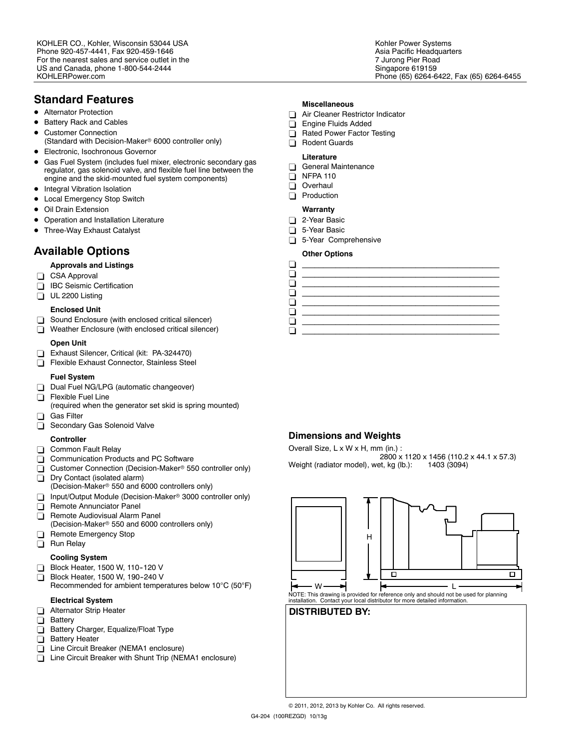KOHLER CO., Kohler, Wisconsin 53044 USA
Phone 920-457-4441, Fax 920-459-1646
For the nearest sales and service outlet in the US and Canada, phone 1-800-544-2444
KOHLERPower.com

Kohler Power Systems
Asia Pacific Headquarters
7 Jurong Pier Road
Singapore 619159
Phone (65) 6264-6422, Fax (65) 6264-6455

## Standard Features

- Alternator Protection
- Battery Rack and Cables
- Customer Connection (Standard with Decision-Maker® 6000 controller only)
- Electronic, Isochronous Governor
- Gas Fuel System (includes fuel mixer, electronic secondary gas regulator, gas solenoid valve, and flexible fuel line between the engine and the skid-mounted fuel system components)
- Integral Vibration Isolation
- Local Emergency Stop Switch
- Oil Drain Extension
- Operation and Installation Literature
- Three-Way Exhaust Catalyst

## Available Options

### Approvals and Listings

- ❑ CSA Approval
- ❑ IBC Seismic Certification
- ❑ UL 2200 Listing

### Enclosed Unit

- ❑ Sound Enclosure (with enclosed critical silencer)
- ❑ Weather Enclosure (with enclosed critical silencer)

### Open Unit

- ❑ Exhaust Silencer, Critical (kit: PA-324470)
- ❑ Flexible Exhaust Connector, Stainless Steel

### Fuel System

- ❑ Dual Fuel NG/LPG (automatic changeover)
- ❑ Flexible Fuel Line (required when the generator set skid is spring mounted)
- ❑ Gas Filter
- ❑ Secondary Gas Solenoid Valve

### Controller

- ❑ Common Fault Relay
- ❑ Communication Products and PC Software
- ❑ Customer Connection (Decision-Maker® 550 controller only)
- ❑ Dry Contact (isolated alarm) (Decision-Maker® 550 and 6000 controllers only)
- ❑ Input/Output Module (Decision-Maker® 3000 controller only)
- ❑ Remote Annunciator Panel
- ❑ Remote Audiovisual Alarm Panel (Decision-Maker® 550 and 6000 controllers only)
- ❑ Remote Emergency Stop
- ❑ Run Relay

### Cooling System

- ❑ Block Heater, 1500 W, 110-120 V
- ❑ Block Heater, 1500 W, 190-240 V
  Recommended for ambient temperatures below 10°C (50°F)

### Electrical System

- ❑ Alternator Strip Heater
- ❑ Battery
- ❑ Battery Charger, Equalize/Float Type
- ❑ Battery Heater
- ❑ Line Circuit Breaker (NEMA1 enclosure)
- ❑ Line Circuit Breaker with Shunt Trip (NEMA1 enclosure)

### Miscellaneous

- ❑ Air Cleaner Restrictor Indicator
- ❑ Engine Fluids Added
- ❑ Rated Power Factor Testing
- ❑ Rodent Guards

### Literature

- ❑ General Maintenance
- ❑ NFPA 110
- ❑ Overhaul
- ❑ Production

### Warranty

- ❑ 2-Year Basic
- ❑ 5-Year Basic
- ❑ 5-Year Comprehensive

### Other Options

- ❑ ________________________________________
- ❑ ________________________________________
- ❑ ________________________________________
- ❑ ________________________________________
- ❑ ________________________________________
- ❑ ________________________________________
- ❑ ________________________________________
- ❑ ________________________________________

## Dimensions and Weights

Overall Size, L x W x H, mm (in.) : 2800 x 1120 x 1456 (110.2 x 44.1 x 57.3)

Weight (radiator model), wet, kg (lb.): 1403 (3094)

H

W

L

NOTE: This drawing is provided for reference only and should not be used for planning installation. Contact your local distributor for more detailed information.

**DISTRIBUTED BY:**

© 2011, 2012, 2013 by Kohler Co. All rights reserved.

G4-204 (100REZGD) 10/13g